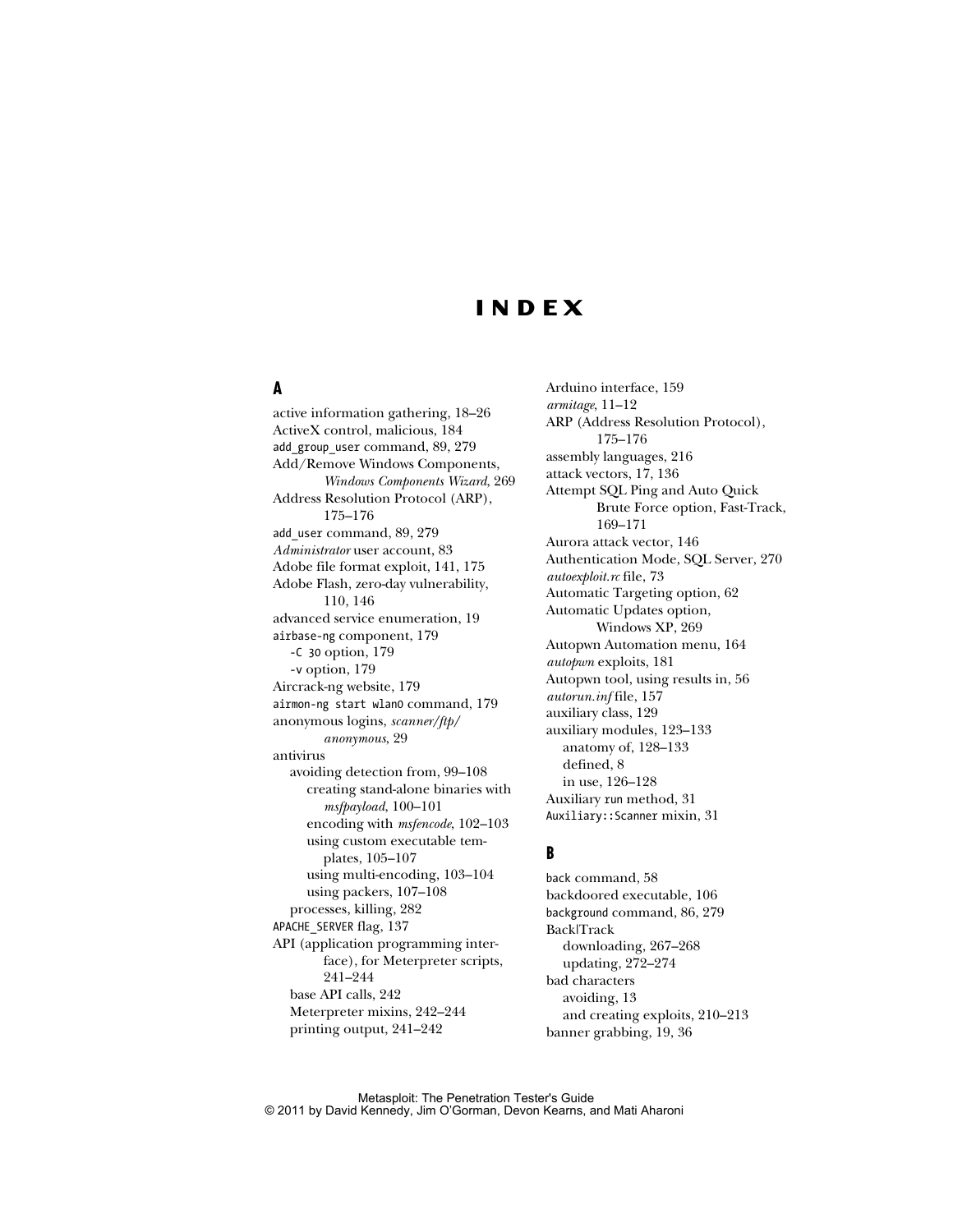# INDEX

## A

active information gathering, 18–26
ActiveX control, malicious, 184
`add_group_user` command, 89, 279
Add/Remove Windows Components, *Windows Components Wizard*, 269
Address Resolution Protocol (ARP), 175–176
`add_user` command, 89, 279
*Administrator* user account, 83
Adobe file format exploit, 141, 175
Adobe Flash, zero-day vulnerability, 110, 146
advanced service enumeration, 19
`airbase-ng` component, 179
  `-C 30` option, 179
  `-v` option, 179
Aircrack-ng website, 179
`airmon-ng start wlan0` command, 179
anonymous logins, *scanner/ftp/anonymous*, 29
antivirus
  avoiding detection from, 99–108
    creating stand-alone binaries with *msfpayload*, 100–101
    encoding with *msfencode*, 102–103
    using custom executable templates, 105–107
    using multi-encoding, 103–104
    using packers, 107–108
  processes, killing, 282
`APACHE_SERVER` flag, 137
API (application programming interface), for Meterpreter scripts, 241–244
  base API calls, 242
  Meterpreter mixins, 242–244
  printing output, 241–242
Arduino interface, 159
*armitage*, 11–12
ARP (Address Resolution Protocol), 175–176
assembly languages, 216
attack vectors, 17, 136
Attempt SQL Ping and Auto Quick Brute Force option, Fast-Track, 169–171
Aurora attack vector, 146
Authentication Mode, SQL Server, 270
*autoexploit.rc* file, 73
Automatic Targeting option, 62
Automatic Updates option, Windows XP, 269
Autopwn Automation menu, 164
*autopwn* exploits, 181
Autopwn tool, using results in, 56
*autorun.inf* file, 157
auxiliary class, 129
auxiliary modules, 123–133
  anatomy of, 128–133
  defined, 8
  in use, 126–128
Auxiliary `run` method, 31
`Auxiliary::Scanner` mixin, 31

## B

`back` command, 58
backdoored executable, 106
`background` command, 86, 279
Back|Track
  downloading, 267–268
  updating, 272–274
bad characters
  avoiding, 13
  and creating exploits, 210–213
banner grabbing, 19, 36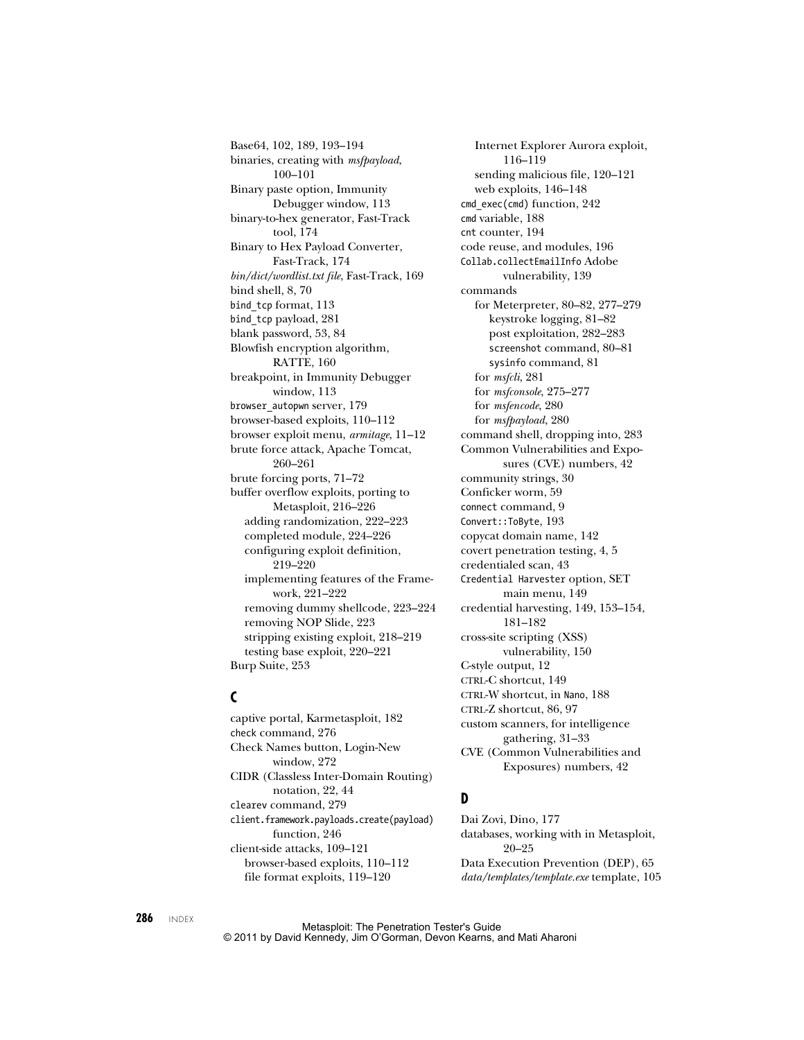Base64, 102, 189, 193–194
binaries, creating with *msfpayload*, 100–101
Binary paste option, Immunity Debugger window, 113
binary-to-hex generator, Fast-Track tool, 174
Binary to Hex Payload Converter, Fast-Track, 174
*bin/dict/wordlist.txt file*, Fast-Track, 169
bind shell, 8, 70
`bind_tcp` format, 113
`bind_tcp` payload, 281
blank password, 53, 84
Blowfish encryption algorithm, RATTE, 160
breakpoint, in Immunity Debugger window, 113
`browser_autopwn` server, 179
browser-based exploits, 110–112
browser exploit menu, *armitage*, 11–12
brute force attack, Apache Tomcat, 260–261
brute forcing ports, 71–72
buffer overflow exploits, porting to Metasploit, 216–226
- adding randomization, 222–223
- completed module, 224–226
- configuring exploit definition, 219–220
- implementing features of the Framework, 221–222
- removing dummy shellcode, 223–224
- removing NOP Slide, 223
- stripping existing exploit, 218–219
- testing base exploit, 220–221

Burp Suite, 253

## C

captive portal, Karmetasploit, 182
`check` command, 276
Check Names button, Login-New window, 272
CIDR (Classless Inter-Domain Routing) notation, 22, 44
`clearev` command, 279
`client.framework.payloads.create(payload)` function, 246
client-side attacks, 109–121
- browser-based exploits, 110–112
- file format exploits, 119–120
- Internet Explorer Aurora exploit, 116–119
- sending malicious file, 120–121
- web exploits, 146–148

`cmd_exec(cmd)` function, 242
`cmd` variable, 188
`cnt` counter, 194
code reuse, and modules, 196
`Collab.collectEmailInfo` Adobe vulnerability, 139
commands
- for Meterpreter, 80–82, 277–279
  - keystroke logging, 81–82
  - post exploitation, 282–283
  - `screenshot` command, 80–81
  - `sysinfo` command, 81
- for *msfcli*, 281
- for *msfconsole*, 275–277
- for *msfencode*, 280
- for *msfpayload*, 280

command shell, dropping into, 283
Common Vulnerabilities and Exposures (CVE) numbers, 42
community strings, 30
Conficker worm, 59
`connect` command, 9
`Convert::ToByte`, 193
copycat domain name, 142
covert penetration testing, 4, 5
credentialed scan, 43
`Credential Harvester` option, SET main menu, 149
credential harvesting, 149, 153–154, 181–182
cross-site scripting (XSS) vulnerability, 150
C-style output, 12
CTRL-C shortcut, 149
CTRL-W shortcut, in `Nano`, 188
CTRL-Z shortcut, 86, 97
custom scanners, for intelligence gathering, 31–33
CVE (Common Vulnerabilities and Exposures) numbers, 42

## D

Dai Zovi, Dino, 177
databases, working with in Metasploit, 20–25
Data Execution Prevention (DEP), 65
*data/templates/template.exe* template, 105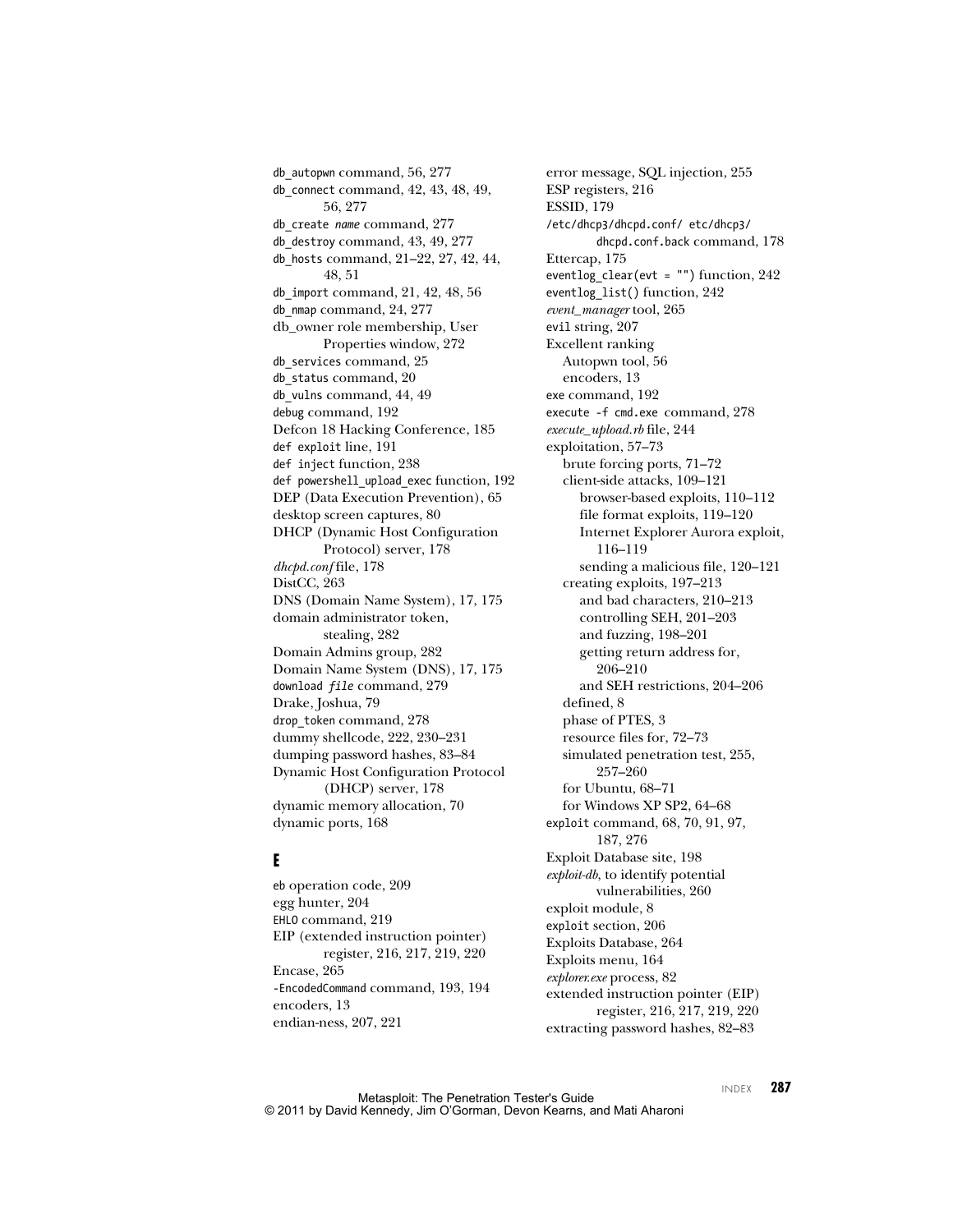db_autopwn command, 56, 277
db_connect command, 42, 43, 48, 49, 56, 277
db_create *name* command, 277
db_destroy command, 43, 49, 277
db_hosts command, 21–22, 27, 42, 44, 48, 51
db_import command, 21, 42, 48, 56
db_nmap command, 24, 277
db_owner role membership, User Properties window, 272
db_services command, 25
db_status command, 20
db_vulns command, 44, 49
debug command, 192
Defcon 18 Hacking Conference, 185
def exploit line, 191
def inject function, 238
def powershell_upload_exec function, 192
DEP (Data Execution Prevention), 65
desktop screen captures, 80
DHCP (Dynamic Host Configuration Protocol) server, 178
*dhcpd.conf* file, 178
DistCC, 263
DNS (Domain Name System), 17, 175
domain administrator token, stealing, 282
Domain Admins group, 282
Domain Name System (DNS), 17, 175
download *file* command, 279
Drake, Joshua, 79
drop_token command, 278
dummy shellcode, 222, 230–231
dumping password hashes, 83–84
Dynamic Host Configuration Protocol (DHCP) server, 178
dynamic memory allocation, 70
dynamic ports, 168

## E

eb operation code, 209
egg hunter, 204
EHLO command, 219
EIP (extended instruction pointer) register, 216, 217, 219, 220
Encase, 265
-EncodedCommand command, 193, 194
encoders, 13
endian-ness, 207, 221
error message, SQL injection, 255
ESP registers, 216
ESSID, 179
/etc/dhcp3/dhcpd.conf/ etc/dhcp3/dhcpd.conf.back command, 178
Ettercap, 175
eventlog_clear(evt = "") function, 242
eventlog_list() function, 242
*event_manager* tool, 265
evil string, 207
Excellent ranking
- Autopwn tool, 56
- encoders, 13

exe command, 192
execute -f cmd.exe command, 278
*execute_upload.rb* file, 244
exploitation, 57–73
- brute forcing ports, 71–72
- client-side attacks, 109–121
  - browser-based exploits, 110–112
  - file format exploits, 119–120
  - Internet Explorer Aurora exploit, 116–119
  - sending a malicious file, 120–121
- creating exploits, 197–213
  - and bad characters, 210–213
  - controlling SEH, 201–203
  - and fuzzing, 198–201
  - getting return address for, 206–210
  - and SEH restrictions, 204–206
- defined, 8
- phase of PTES, 3
- resource files for, 72–73
- simulated penetration test, 255, 257–260
- for Ubuntu, 68–71
- for Windows XP SP2, 64–68

exploit command, 68, 70, 91, 97, 187, 276
Exploit Database site, 198
*exploit-db*, to identify potential vulnerabilities, 260
exploit module, 8
exploit section, 206
Exploits Database, 264
Exploits menu, 164
*explorer.exe* process, 82
extended instruction pointer (EIP) register, 216, 217, 219, 220
extracting password hashes, 82–83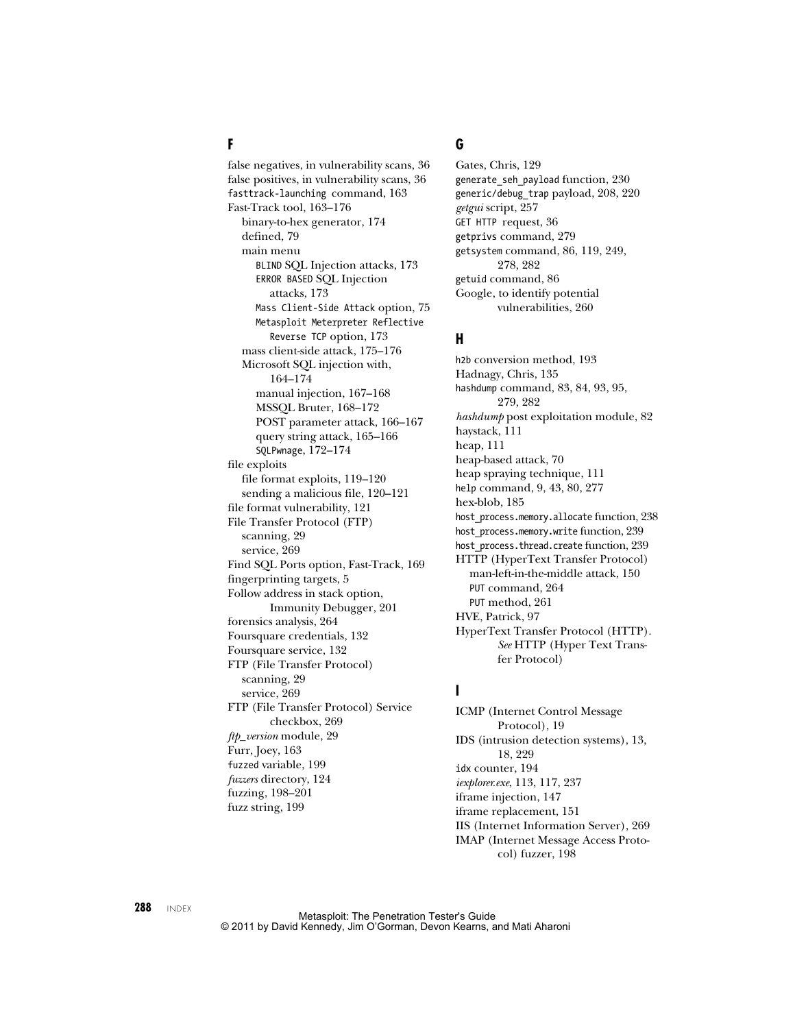## F

false negatives, in vulnerability scans, 36
false positives, in vulnerability scans, 36
`fasttrack-launching` command, 163
Fast-Track tool, 163–176
  binary-to-hex generator, 174
  defined, 79
  main menu
    `BLIND` SQL Injection attacks, 173
    `ERROR BASED` SQL Injection attacks, 173
    `Mass Client-Side Attack` option, 75
    `Metasploit Meterpreter Reflective Reverse TCP` option, 173
  mass client-side attack, 175–176
  Microsoft SQL injection with, 164–174
    manual injection, 167–168
    MSSQL Bruter, 168–172
    POST parameter attack, 166–167
    query string attack, 165–166
    `SQLPwnage`, 172–174
file exploits
  file format exploits, 119–120
  sending a malicious file, 120–121
file format vulnerability, 121
File Transfer Protocol (FTP)
  scanning, 29
  service, 269
Find SQL Ports option, Fast-Track, 169
fingerprinting targets, 5
Follow address in stack option, Immunity Debugger, 201
forensics analysis, 264
Foursquare credentials, 132
Foursquare service, 132
FTP (File Transfer Protocol)
  scanning, 29
  service, 269
FTP (File Transfer Protocol) Service checkbox, 269
*ftp_version* module, 29
Furr, Joey, 163
`fuzzed` variable, 199
*fuzzers* directory, 124
fuzzing, 198–201
fuzz string, 199

## G

Gates, Chris, 129
`generate_seh_payload` function, 230
`generic/debug_trap` payload, 208, 220
*getgui* script, 257
`GET HTTP` request, 36
`getprivs` command, 279
`getsystem` command, 86, 119, 249, 278, 282
`getuid` command, 86
Google, to identify potential vulnerabilities, 260

## H

`h2b` conversion method, 193
Hadnagy, Chris, 135
`hashdump` command, 83, 84, 93, 95, 279, 282
*hashdump* post exploitation module, 82
haystack, 111
heap, 111
heap-based attack, 70
heap spraying technique, 111
`help` command, 9, 43, 80, 277
hex-blob, 185
`host_process.memory.allocate` function, 238
`host_process.memory.write` function, 239
`host_process.thread.create` function, 239
HTTP (HyperText Transfer Protocol)
  man-left-in-the-middle attack, 150
  `PUT` command, 264
  `PUT` method, 261
HVE, Patrick, 97
HyperText Transfer Protocol (HTTP). *See* HTTP (Hyper Text Transfer Protocol)

## I

ICMP (Internet Control Message Protocol), 19
IDS (intrusion detection systems), 13, 18, 229
`idx` counter, 194
*iexplorer.exe*, 113, 117, 237
iframe injection, 147
iframe replacement, 151
IIS (Internet Information Server), 269
IMAP (Internet Message Access Protocol) fuzzer, 198

Metasploit: The Penetration Tester's Guide
© 2011 by David Kennedy, Jim O'Gorman, Devon Kearns, and Mati Aharoni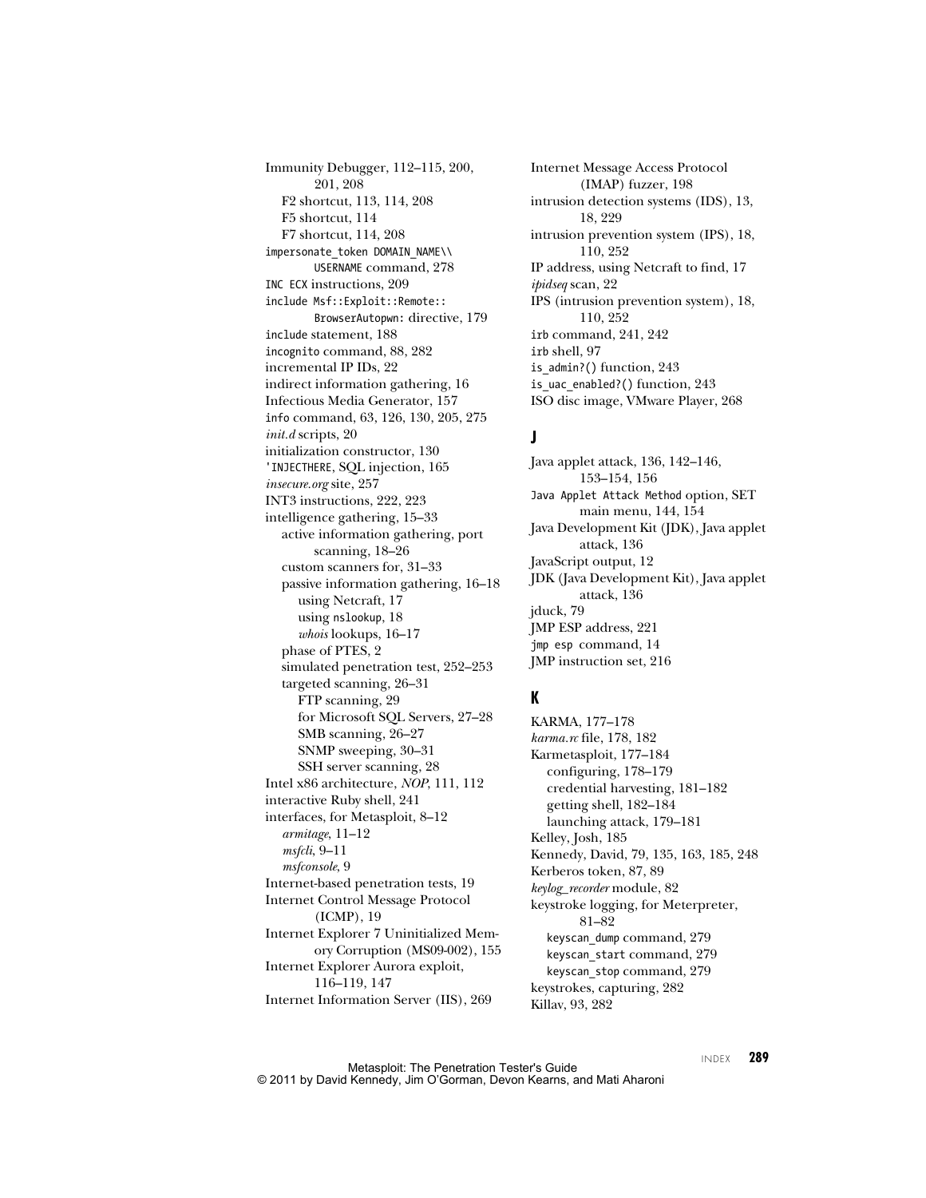Immunity Debugger, 112–115, 200, 201, 208
- F2 shortcut, 113, 114, 208
- F5 shortcut, 114
- F7 shortcut, 114, 208

`impersonate_token DOMAIN_NAME\\USERNAME` command, 278
`INC ECX` instructions, 209
`include Msf::Exploit::Remote::BrowserAutopwn:` directive, 179
`include` statement, 188
`incognito` command, 88, 282
incremental IP IDs, 22
indirect information gathering, 16
Infectious Media Generator, 157
`info` command, 63, 126, 130, 205, 275
*init.d* scripts, 20
initialization constructor, 130
`'INJECTHERE`, SQL injection, 165
*insecure.org* site, 257
INT3 instructions, 222, 223
intelligence gathering, 15–33
- active information gathering, port scanning, 18–26
- custom scanners for, 31–33
- passive information gathering, 16–18
  - using Netcraft, 17
  - using `nslookup`, 18
  - *whois* lookups, 16–17
- phase of PTES, 2
- simulated penetration test, 252–253
- targeted scanning, 26–31
  - FTP scanning, 29
  - for Microsoft SQL Servers, 27–28
  - SMB scanning, 26–27
  - SNMP sweeping, 30–31
  - SSH server scanning, 28

Intel x86 architecture, *NOP*, 111, 112
interactive Ruby shell, 241
interfaces, for Metasploit, 8–12
- *armitage*, 11–12
- *msfcli*, 9–11
- *msfconsole*, 9

Internet-based penetration tests, 19
Internet Control Message Protocol (ICMP), 19
Internet Explorer 7 Uninitialized Memory Corruption (MS09-002), 155
Internet Explorer Aurora exploit, 116–119, 147
Internet Information Server (IIS), 269
Internet Message Access Protocol (IMAP) fuzzer, 198
intrusion detection systems (IDS), 13, 18, 229
intrusion prevention system (IPS), 18, 110, 252
IP address, using Netcraft to find, 17
*ipidseq* scan, 22
IPS (intrusion prevention system), 18, 110, 252
`irb` command, 241, 242
`irb` shell, 97
`is_admin?()` function, 243
`is_uac_enabled?()` function, 243
ISO disc image, VMware Player, 268

## J

Java applet attack, 136, 142–146, 153–154, 156
`Java Applet Attack Method` option, SET main menu, 144, 154
Java Development Kit (JDK), Java applet attack, 136
JavaScript output, 12
JDK (Java Development Kit), Java applet attack, 136
jduck, 79
JMP ESP address, 221
`jmp esp` command, 14
JMP instruction set, 216

## K

KARMA, 177–178
*karma.rc* file, 178, 182
Karmetasploit, 177–184
- configuring, 178–179
- credential harvesting, 181–182
- getting shell, 182–184
- launching attack, 179–181

Kelley, Josh, 185
Kennedy, David, 79, 135, 163, 185, 248
Kerberos token, 87, 89
*keylog_recorder* module, 82
keystroke logging, for Meterpreter, 81–82
- `keyscan_dump` command, 279
- `keyscan_start` command, 279
- `keyscan_stop` command, 279

keystrokes, capturing, 282
Killav, 93, 282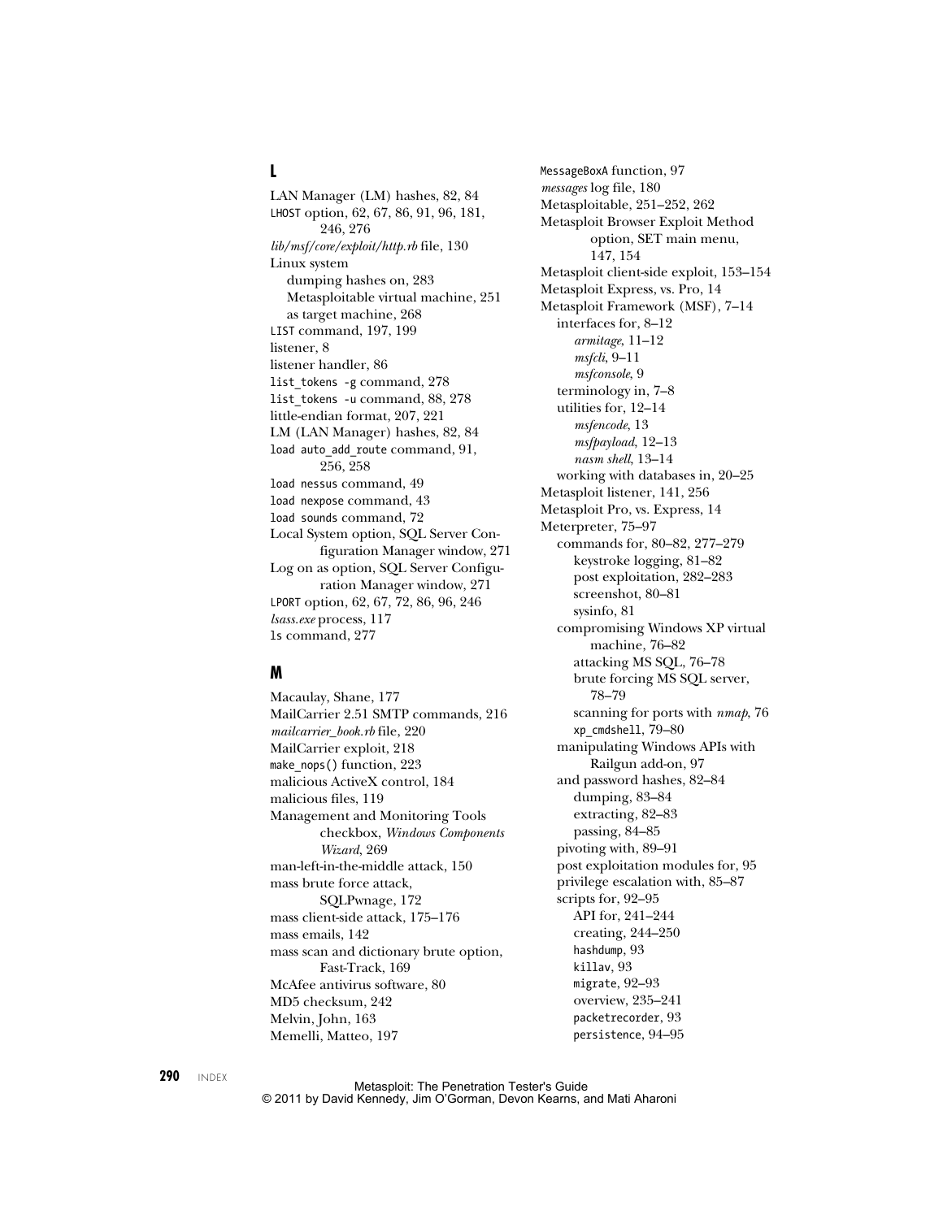## L

LAN Manager (LM) hashes, 82, 84
`LHOST` option, 62, 67, 86, 91, 96, 181, 246, 276
*lib/msf/core/exploit/http.rb* file, 130
Linux system
- dumping hashes on, 283
- Metasploitable virtual machine, 251
- as target machine, 268

`LIST` command, 197, 199
listener, 8
listener handler, 86
`list_tokens -g` command, 278
`list_tokens -u` command, 88, 278
little-endian format, 207, 221
LM (LAN Manager) hashes, 82, 84
`load auto_add_route` command, 91, 256, 258
`load nessus` command, 49
`load nexpose` command, 43
`load sounds` command, 72
Local System option, SQL Server Configuration Manager window, 271
Log on as option, SQL Server Configuration Manager window, 271
`LPORT` option, 62, 67, 72, 86, 96, 246
*lsass.exe* process, 117
`ls` command, 277

## M

Macaulay, Shane, 177
MailCarrier 2.51 SMTP commands, 216
*mailcarrier_book.rb* file, 220
MailCarrier exploit, 218
`make_nops()` function, 223
malicious ActiveX control, 184
malicious files, 119
Management and Monitoring Tools checkbox, *Windows Components Wizard*, 269
man-left-in-the-middle attack, 150
mass brute force attack, SQLPwnage, 172
mass client-side attack, 175–176
mass emails, 142
mass scan and dictionary brute option, Fast-Track, 169
McAfee antivirus software, 80
MD5 checksum, 242
Melvin, John, 163
Memelli, Matteo, 197
`MessageBoxA` function, 97
*messages* log file, 180
Metasploitable, 251–252, 262
Metasploit Browser Exploit Method option, SET main menu, 147, 154
Metasploit client-side exploit, 153–154
Metasploit Express, vs. Pro, 14
Metasploit Framework (MSF), 7–14
- interfaces for, 8–12
  - *armitage*, 11–12
  - *msfcli*, 9–11
  - *msfconsole*, 9
- terminology in, 7–8
- utilities for, 12–14
  - *msfencode*, 13
  - *msfpayload*, 12–13
  - *nasm shell*, 13–14
- working with databases in, 20–25

Metasploit listener, 141, 256
Metasploit Pro, vs. Express, 14
Meterpreter, 75–97
- commands for, 80–82, 277–279
  - keystroke logging, 81–82
  - post exploitation, 282–283
  - screenshot, 80–81
  - sysinfo, 81
- compromising Windows XP virtual machine, 76–82
  - attacking MS SQL, 76–78
  - brute forcing MS SQL server, 78–79
  - scanning for ports with *nmap*, 76
  - `xp_cmdshell`, 79–80
- manipulating Windows APIs with Railgun add-on, 97
- and password hashes, 82–84
  - dumping, 83–84
  - extracting, 82–83
  - passing, 84–85
- pivoting with, 89–91
- post exploitation modules for, 95
- privilege escalation with, 85–87
- scripts for, 92–95
  - API for, 241–244
  - creating, 244–250
  - `hashdump`, 93
  - `killav`, 93
  - `migrate`, 92–93
  - overview, 235–241
  - `packetrecorder`, 93
  - `persistence`, 94–95

Metasploit: The Penetration Tester's Guide
© 2011 by David Kennedy, Jim O'Gorman, Devon Kearns, and Mati Aharoni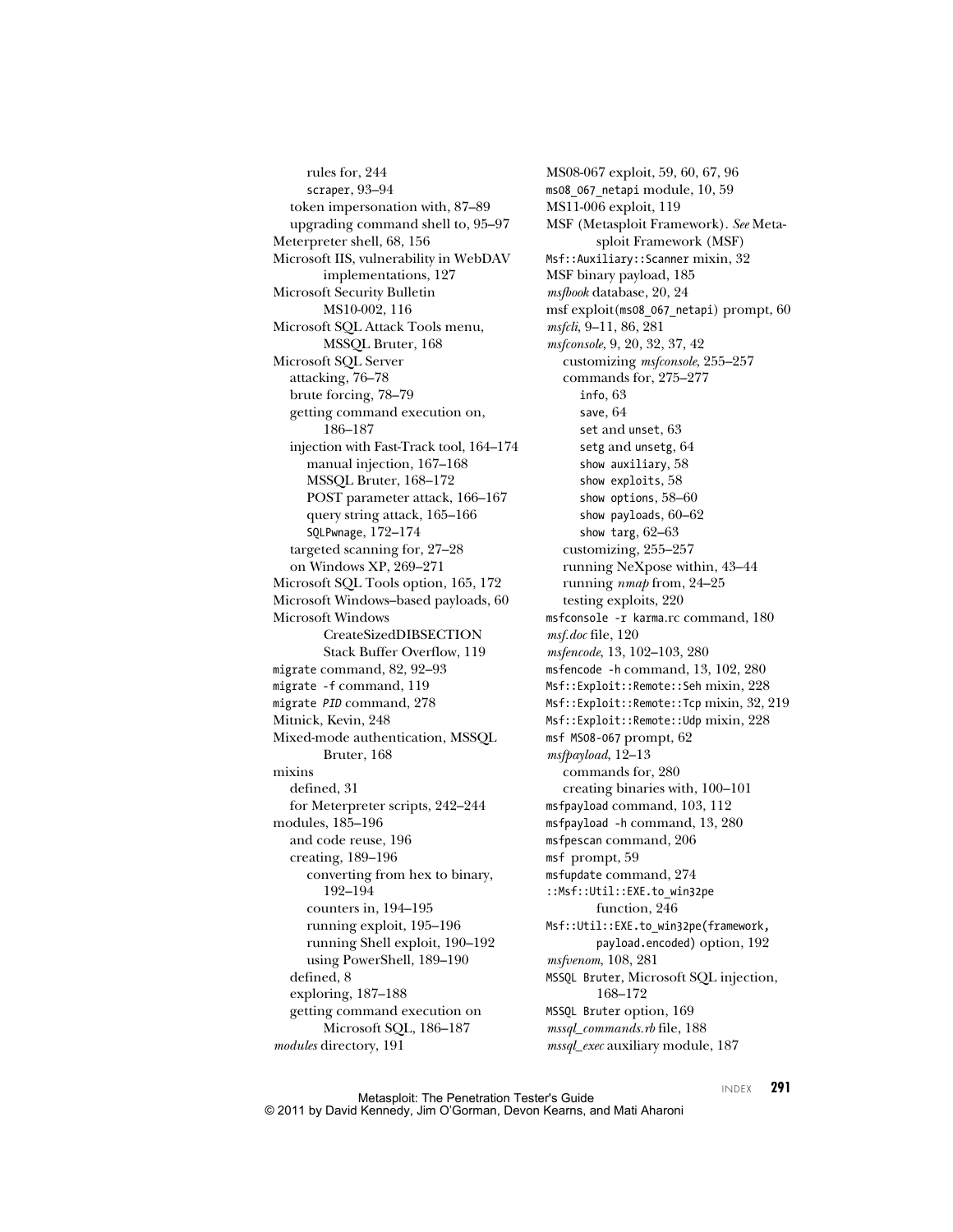rules for, 244
  scraper, 93–94
 token impersonation with, 87–89
 upgrading command shell to, 95–97
Meterpreter shell, 68, 156
Microsoft IIS, vulnerability in WebDAV implementations, 127
Microsoft Security Bulletin MS10-002, 116
Microsoft SQL Attack Tools menu, MSSQL Bruter, 168
Microsoft SQL Server
 attacking, 76–78
 brute forcing, 78–79
 getting command execution on, 186–187
 injection with Fast-Track tool, 164–174
  manual injection, 167–168
  MSSQL Bruter, 168–172
  POST parameter attack, 166–167
  query string attack, 165–166
  SQLPwnage, 172–174
 targeted scanning for, 27–28
 on Windows XP, 269–271
Microsoft SQL Tools option, 165, 172
Microsoft Windows–based payloads, 60
Microsoft Windows CreateSizedDIBSECTION Stack Buffer Overflow, 119
migrate command, 82, 92–93
migrate -f command, 119
migrate *PID* command, 278
Mitnick, Kevin, 248
Mixed-mode authentication, MSSQL Bruter, 168
mixins
 defined, 31
 for Meterpreter scripts, 242–244
modules, 185–196
 and code reuse, 196
 creating, 189–196
  converting from hex to binary, 192–194
  counters in, 194–195
  running exploit, 195–196
  running Shell exploit, 190–192
  using PowerShell, 189–190
 defined, 8
 exploring, 187–188
 getting command execution on Microsoft SQL, 186–187
*modules* directory, 191

MS08-067 exploit, 59, 60, 67, 96
ms08_067_netapi module, 10, 59
MS11-006 exploit, 119
MSF (Metasploit Framework). *See* Metasploit Framework (MSF)
Msf::Auxiliary::Scanner mixin, 32
MSF binary payload, 185
*msfbook* database, 20, 24
msf exploit(ms08_067_netapi) prompt, 60
*msfcli*, 9–11, 86, 281
*msfconsole*, 9, 20, 32, 37, 42
 customizing *msfconsole*, 255–257
 commands for, 275–277
  info, 63
  save, 64
  set and unset, 63
  setg and unsetg, 64
  show auxiliary, 58
  show exploits, 58
  show options, 58–60
  show payloads, 60–62
  show targ, 62–63
 customizing, 255–257
 running NeXpose within, 43–44
 running *nmap* from, 24–25
 testing exploits, 220
msfconsole -r karma.rc command, 180
*msf.doc* file, 120
*msfencode*, 13, 102–103, 280
msfencode -h command, 13, 102, 280
Msf::Exploit::Remote::Seh mixin, 228
Msf::Exploit::Remote::Tcp mixin, 32, 219
Msf::Exploit::Remote::Udp mixin, 228
msf MS08-067 prompt, 62
*msfpayload*, 12–13
 commands for, 280
 creating binaries with, 100–101
msfpayload command, 103, 112
msfpayload -h command, 13, 280
msfpescan command, 206
msf prompt, 59
msfupdate command, 274
::Msf::Util::EXE.to_win32pe function, 246
Msf::Util::EXE.to_win32pe(framework, payload.encoded) option, 192
*msfvenom*, 108, 281
MSSQL Bruter, Microsoft SQL injection, 168–172
MSSQL Bruter option, 169
*mssql_commands.rb* file, 188
*mssql_exec* auxiliary module, 187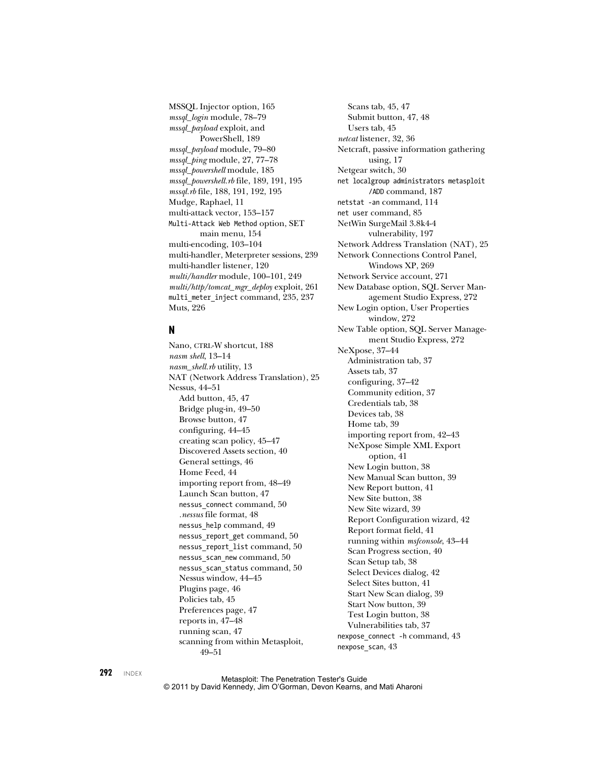MSSQL Injector option, 165
*mssql_login* module, 78–79
*mssql_payload* exploit, and PowerShell, 189
*mssql_payload* module, 79–80
*mssql_ping* module, 27, 77–78
*mssql_powershell* module, 185
*mssql_powershell.rb* file, 189, 191, 195
*mssql.rb* file, 188, 191, 192, 195
Mudge, Raphael, 11
multi-attack vector, 153–157
`Multi-Attack Web Method` option, SET main menu, 154
multi-encoding, 103–104
multi-handler, Meterpreter sessions, 239
multi-handler listener, 120
*multi/handler* module, 100–101, 249
*multi/http/tomcat_mgr_deploy* exploit, 261
`multi_meter_inject` command, 235, 237
Muts, 226

## N

Nano, CTRL-W shortcut, 188
*nasm shell*, 13–14
*nasm_shell.rb* utility, 13
NAT (Network Address Translation), 25
Nessus, 44–51
- Add button, 45, 47
- Bridge plug-in, 49–50
- Browse button, 47
- configuring, 44–45
- creating scan policy, 45–47
- Discovered Assets section, 40
- General settings, 46
- Home Feed, 44
- importing report from, 48–49
- Launch Scan button, 47
- `nessus_connect` command, 50
- *.nessus* file format, 48
- `nessus_help` command, 49
- `nessus_report_get` command, 50
- `nessus_report_list` command, 50
- `nessus_scan_new` command, 50
- `nessus_scan_status` command, 50
- Nessus window, 44–45
- Plugins page, 46
- Policies tab, 45
- Preferences page, 47
- reports in, 47–48
- running scan, 47
- scanning from within Metasploit, 49–51
- Scans tab, 45, 47
- Submit button, 47, 48
- Users tab, 45

*netcat* listener, 32, 36
Netcraft, passive information gathering using, 17
Netgear switch, 30
`net localgroup administrators metasploit /ADD` command, 187
`netstat -an` command, 114
`net user` command, 85
NetWin SurgeMail 3.8k4-4 vulnerability, 197
Network Address Translation (NAT), 25
Network Connections Control Panel, Windows XP, 269
Network Service account, 271
New Database option, SQL Server Management Studio Express, 272
New Login option, User Properties window, 272
New Table option, SQL Server Management Studio Express, 272
NeXpose, 37–44
- Administration tab, 37
- Assets tab, 37
- configuring, 37–42
- Community edition, 37
- Credentials tab, 38
- Devices tab, 38
- Home tab, 39
- importing report from, 42–43
- NeXpose Simple XML Export option, 41
- New Login button, 38
- New Manual Scan button, 39
- New Report button, 41
- New Site button, 38
- New Site wizard, 39
- Report Configuration wizard, 42
- Report format field, 41
- running within *msfconsole*, 43–44
- Scan Progress section, 40
- Scan Setup tab, 38
- Select Devices dialog, 42
- Select Sites button, 41
- Start New Scan dialog, 39
- Start Now button, 39
- Test Login button, 38
- Vulnerabilities tab, 37

`nexpose_connect -h` command, 43
`nexpose_scan`, 43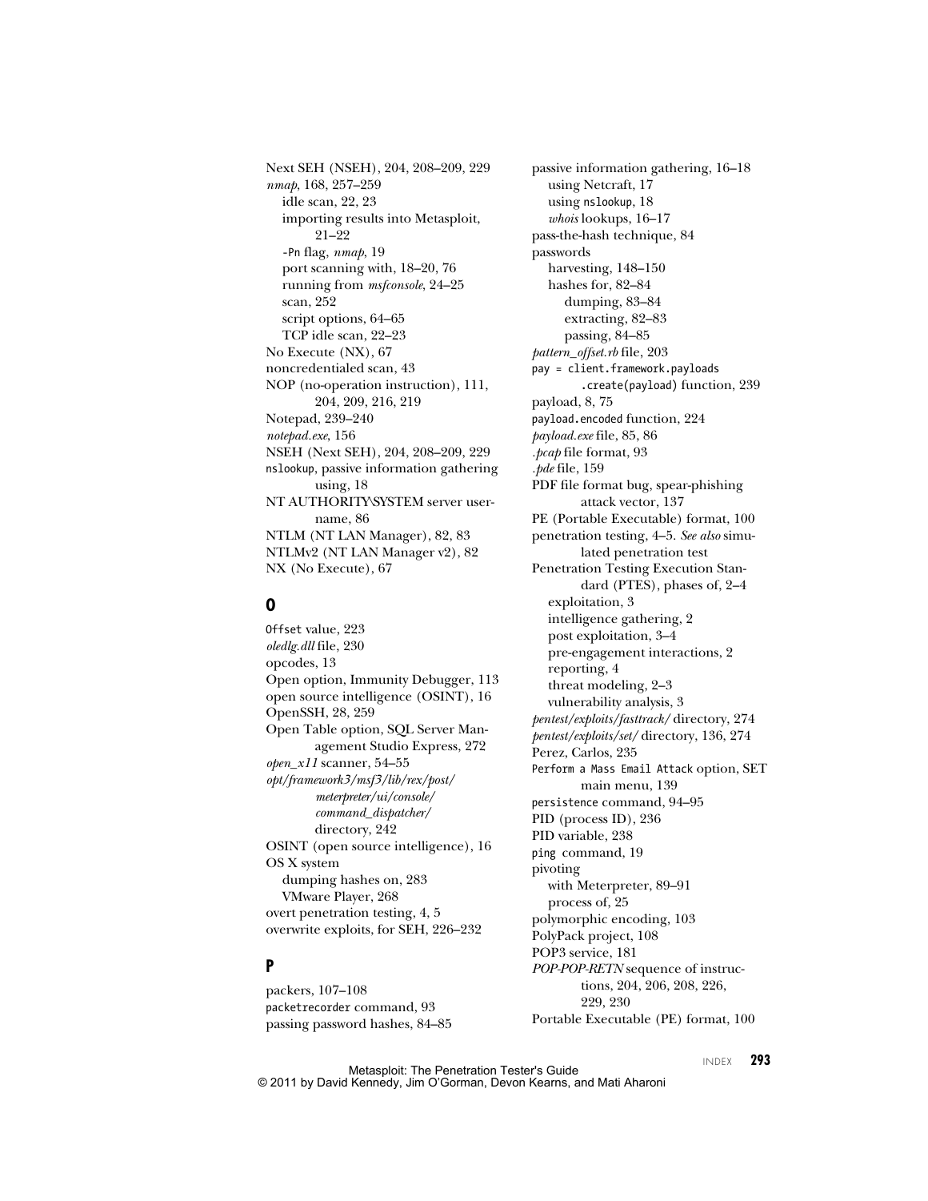Next SEH (NSEH), 204, 208–209, 229
*nmap*, 168, 257–259
- idle scan, 22, 23
- importing results into Metasploit, 21–22
- `-Pn` flag, *nmap*, 19
- port scanning with, 18–20, 76
- running from *msfconsole*, 24–25
- scan, 252
- script options, 64–65
- TCP idle scan, 22–23

No Execute (NX), 67
noncredentialed scan, 43
NOP (no-operation instruction), 111, 204, 209, 216, 219
Notepad, 239–240
*notepad.exe*, 156
NSEH (Next SEH), 204, 208–209, 229
`nslookup`, passive information gathering using, 18
NT AUTHORITY\SYSTEM server username, 86
NTLM (NT LAN Manager), 82, 83
NTLMv2 (NT LAN Manager v2), 82
NX (No Execute), 67

## O

`Offset` value, 223
*oledlg.dll* file, 230
opcodes, 13
Open option, Immunity Debugger, 113
open source intelligence (OSINT), 16
OpenSSH, 28, 259
Open Table option, SQL Server Management Studio Express, 272
*open_x11* scanner, 54–55
*opt/framework3/msf3/lib/rex/post/meterpreter/ui/console/command_dispatcher/* directory, 242
OSINT (open source intelligence), 16
OS X system
- dumping hashes on, 283
- VMware Player, 268

overt penetration testing, 4, 5
overwrite exploits, for SEH, 226–232

## P

packers, 107–108
`packetrecorder` command, 93
passing password hashes, 84–85
passive information gathering, 16–18
- using Netcraft, 17
- using `nslookup`, 18
- *whois* lookups, 16–17

pass-the-hash technique, 84
passwords
- harvesting, 148–150
- hashes for, 82–84
  - dumping, 83–84
  - extracting, 82–83
  - passing, 84–85

*pattern_offset.rb* file, 203
`pay = client.framework.payloads .create(payload)` function, 239
payload, 8, 75
`payload.encoded` function, 224
*payload.exe* file, 85, 86
*.pcap* file format, 93
*.pde* file, 159
PDF file format bug, spear-phishing attack vector, 137
PE (Portable Executable) format, 100
penetration testing, 4–5. *See also* simulated penetration test
Penetration Testing Execution Standard (PTES), phases of, 2–4
- exploitation, 3
- intelligence gathering, 2
- post exploitation, 3–4
- pre-engagement interactions, 2
- reporting, 4
- threat modeling, 2–3
- vulnerability analysis, 3

*pentest/exploits/fasttrack/* directory, 274
*pentest/exploits/set/* directory, 136, 274
Perez, Carlos, 235
`Perform a Mass Email Attack` option, SET main menu, 139
`persistence` command, 94–95
PID (process ID), 236
PID variable, 238
`ping` command, 19
pivoting
- with Meterpreter, 89–91
- process of, 25

polymorphic encoding, 103
PolyPack project, 108
POP3 service, 181
*POP-POP-RETN* sequence of instructions, 204, 206, 208, 226, 229, 230
Portable Executable (PE) format, 100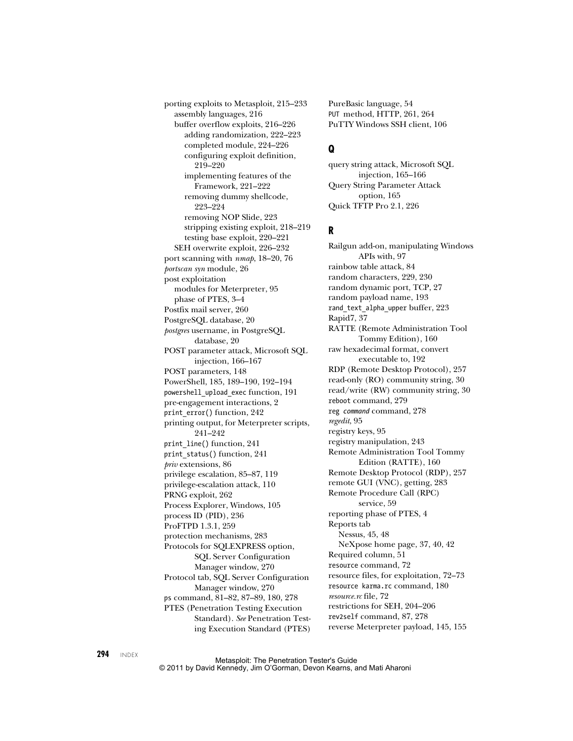porting exploits to Metasploit, 215–233
  assembly languages, 216
  buffer overflow exploits, 216–226
    adding randomization, 222–223
    completed module, 224–226
    configuring exploit definition, 219–220
    implementing features of the Framework, 221–222
    removing dummy shellcode, 223–224
    removing NOP Slide, 223
    stripping existing exploit, 218–219
    testing base exploit, 220–221
  SEH overwrite exploit, 226–232
port scanning with *nmap*, 18–20, 76
*portscan syn* module, 26
post exploitation
  modules for Meterpreter, 95
  phase of PTES, 3–4
Postfix mail server, 260
PostgreSQL database, 20
*postgres* username, in PostgreSQL database, 20
POST parameter attack, Microsoft SQL injection, 166–167
POST parameters, 148
PowerShell, 185, 189–190, 192–194
`powershell_upload_exec` function, 191
pre-engagement interactions, 2
`print_error()` function, 242
printing output, for Meterpreter scripts, 241–242
`print_line()` function, 241
`print_status()` function, 241
*priv* extensions, 86
privilege escalation, 85–87, 119
privilege-escalation attack, 110
PRNG exploit, 262
Process Explorer, Windows, 105
process ID (PID), 236
ProFTPD 1.3.1, 259
protection mechanisms, 283
Protocols for SQLEXPRESS option, SQL Server Configuration Manager window, 270
Protocol tab, SQL Server Configuration Manager window, 270
`ps` command, 81–82, 87–89, 180, 278
PTES (Penetration Testing Execution Standard). *See* Penetration Testing Execution Standard (PTES)
PureBasic language, 54
`PUT` method, HTTP, 261, 264
PuTTY Windows SSH client, 106

## Q

query string attack, Microsoft SQL injection, 165–166
Query String Parameter Attack option, 165
Quick TFTP Pro 2.1, 226

## R

Railgun add-on, manipulating Windows APIs with, 97
rainbow table attack, 84
random characters, 229, 230
random dynamic port, TCP, 27
random payload name, 193
`rand_text_alpha_upper` buffer, 223
Rapid7, 37
RATTE (Remote Administration Tool Tommy Edition), 160
raw hexadecimal format, convert executable to, 192
RDP (Remote Desktop Protocol), 257
read-only (RO) community string, 30
read/write (RW) community string, 30
`reboot` command, 279
`reg` *`command`* command, 278
*regedit*, 95
registry keys, 95
registry manipulation, 243
Remote Administration Tool Tommy Edition (RATTE), 160
Remote Desktop Protocol (RDP), 257
remote GUI (VNC), getting, 283
Remote Procedure Call (RPC) service, 59
reporting phase of PTES, 4
Reports tab
  Nessus, 45, 48
  NeXpose home page, 37, 40, 42
Required column, 51
`resource` command, 72
resource files, for exploitation, 72–73
`resource karma.rc` command, 180
*resource.rc* file, 72
restrictions for SEH, 204–206
`rev2self` command, 87, 278
reverse Meterpreter payload, 145, 155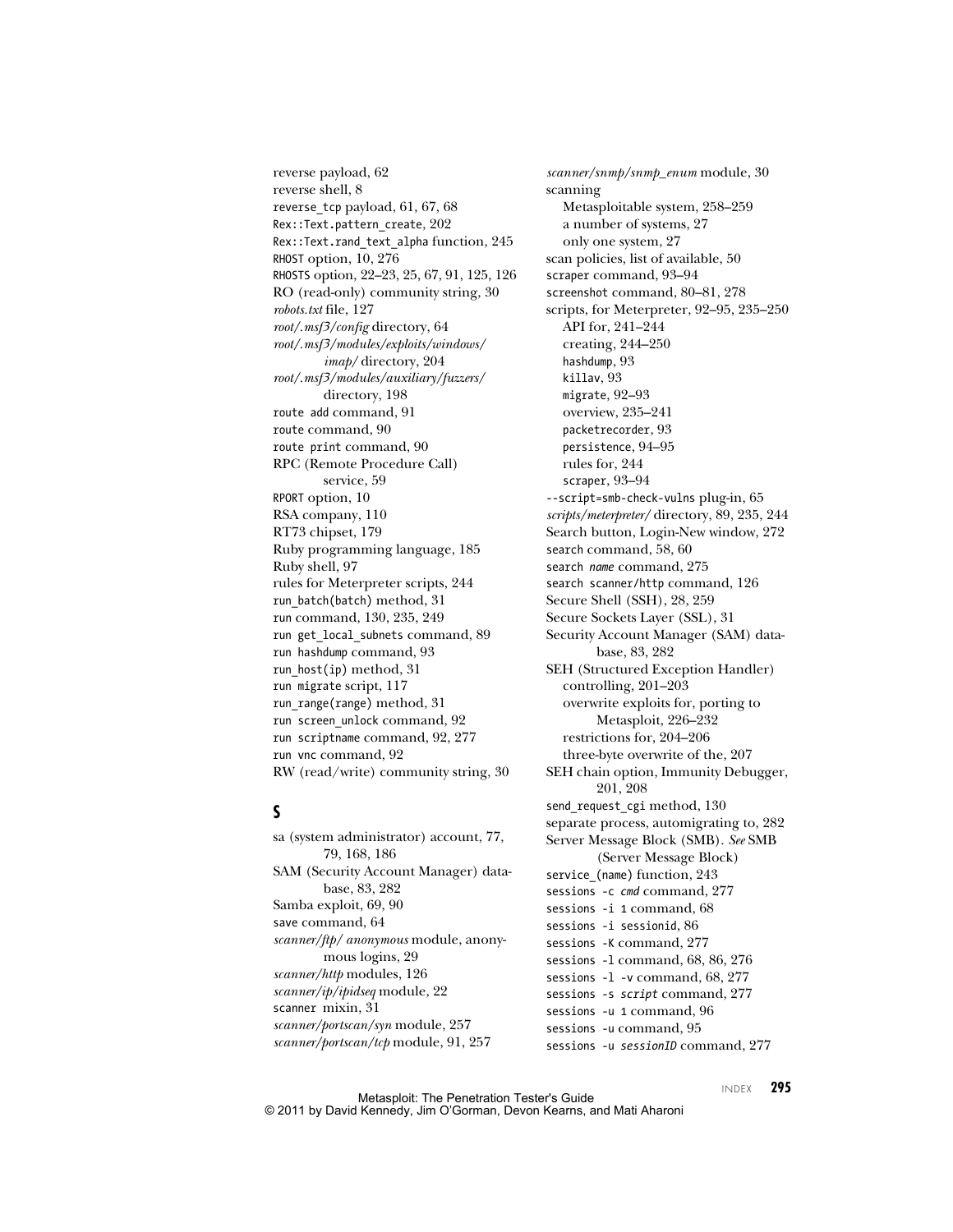reverse payload, 62
reverse shell, 8
`reverse_tcp` payload, 61, 67, 68
`Rex::Text.pattern_create`, 202
`Rex::Text.rand_text_alpha` function, 245
`RHOST` option, 10, 276
`RHOSTS` option, 22–23, 25, 67, 91, 125, 126
RO (read-only) community string, 30
*robots.txt* file, 127
*root/.msf3/config* directory, 64
*root/.msf3/modules/exploits/windows/imap/* directory, 204
*root/.msf3/modules/auxiliary/fuzzers/* directory, 198
`route add` command, 91
`route` command, 90
`route print` command, 90
RPC (Remote Procedure Call) service, 59
`RPORT` option, 10
RSA company, 110
RT73 chipset, 179
Ruby programming language, 185
Ruby shell, 97
rules for Meterpreter scripts, 244
`run_batch(batch)` method, 31
`run` command, 130, 235, 249
`run get_local_subnets` command, 89
`run hashdump` command, 93
`run_host(ip)` method, 31
`run migrate` script, 117
`run_range(range)` method, 31
`run screen_unlock` command, 92
`run scriptname` command, 92, 277
`run vnc` command, 92
RW (read/write) community string, 30

## S

sa (system administrator) account, 77, 79, 168, 186
SAM (Security Account Manager) database, 83, 282
Samba exploit, 69, 90
save command, 64
*scanner/ftp/ anonymous* module, anonymous logins, 29
*scanner/http* modules, 126
*scanner/ip/ipidseq* module, 22
`scanner` mixin, 31
*scanner/portscan/syn* module, 257
*scanner/portscan/tcp* module, 91, 257
*scanner/snmp/snmp_enum* module, 30
scanning
- Metasploitable system, 258–259
- a number of systems, 27
- only one system, 27

scan policies, list of available, 50
`scraper` command, 93–94
`screenshot` command, 80–81, 278
scripts, for Meterpreter, 92–95, 235–250
- API for, 241–244
- creating, 244–250
- `hashdump`, 93
- `killav`, 93
- `migrate`, 92–93
- overview, 235–241
- `packetrecorder`, 93
- `persistence`, 94–95
- rules for, 244
- `scraper`, 93–94

`--script=smb-check-vulns` plug-in, 65
*scripts/meterpreter/* directory, 89, 235, 244
Search button, Login-New window, 272
`search` command, 58, 60
`search` *`name`* command, 275
`search scanner/http` command, 126
Secure Shell (SSH), 28, 259
Secure Sockets Layer (SSL), 31
Security Account Manager (SAM) database, 83, 282
SEH (Structured Exception Handler)
- controlling, 201–203
- overwrite exploits for, porting to Metasploit, 226–232
- restrictions for, 204–206
- three-byte overwrite of the, 207

SEH chain option, Immunity Debugger, 201, 208
`send_request_cgi` method, 130
separate process, automigrating to, 282
Server Message Block (SMB). *See* SMB (Server Message Block)
`service_(name)` function, 243
`sessions -c` *`cmd`* command, 277
`sessions -i 1` command, 68
`sessions -i sessionid`, 86
`sessions -K` command, 277
`sessions -l` command, 68, 86, 276
`sessions -l -v` command, 68, 277
`sessions -s` *`script`* command, 277
`sessions -u 1` command, 96
`sessions -u` command, 95
`sessions -u` *`sessionID`* command, 277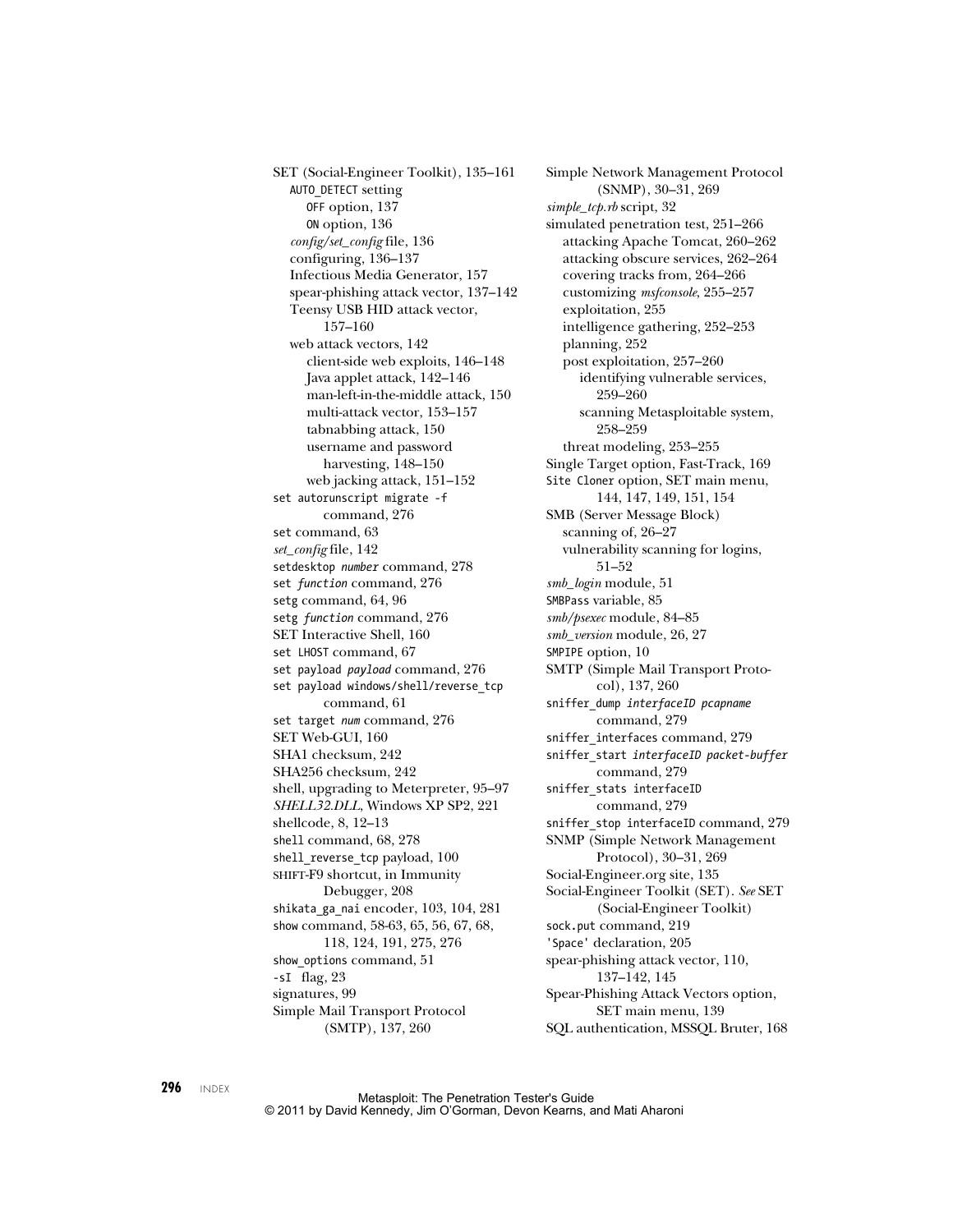SET (Social-Engineer Toolkit), 135–161
- AUTO_DETECT setting
  - OFF option, 137
  - ON option, 136
- *config/set_config* file, 136
- configuring, 136–137
- Infectious Media Generator, 157
- spear-phishing attack vector, 137–142
- Teensy USB HID attack vector, 157–160
- web attack vectors, 142
  - client-side web exploits, 146–148
  - Java applet attack, 142–146
  - man-left-in-the-middle attack, 150
  - multi-attack vector, 153–157
  - tabnabbing attack, 150
  - username and password harvesting, 148–150
  - web jacking attack, 151–152

set autorunscript migrate -f command, 276
set command, 63
*set_config* file, 142
setdesktop *number* command, 278
set *function* command, 276
setg command, 64, 96
setg *function* command, 276
SET Interactive Shell, 160
set LHOST command, 67
set payload *payload* command, 276
set payload windows/shell/reverse_tcp command, 61
set target *num* command, 276
SET Web-GUI, 160
SHA1 checksum, 242
SHA256 checksum, 242
shell, upgrading to Meterpreter, 95–97
*SHELL32.DLL*, Windows XP SP2, 221
shellcode, 8, 12–13
shell command, 68, 278
shell_reverse_tcp payload, 100
SHIFT-F9 shortcut, in Immunity Debugger, 208
shikata_ga_nai encoder, 103, 104, 281
show command, 58-63, 65, 56, 67, 68, 118, 124, 191, 275, 276
show_options command, 51
-sI flag, 23
signatures, 99
Simple Mail Transport Protocol (SMTP), 137, 260
Simple Network Management Protocol (SNMP), 30–31, 269
*simple_tcp.rb* script, 32
simulated penetration test, 251–266
- attacking Apache Tomcat, 260–262
- attacking obscure services, 262–264
- covering tracks from, 264–266
- customizing *msfconsole*, 255–257
- exploitation, 255
- intelligence gathering, 252–253
- planning, 252
- post exploitation, 257–260
  - identifying vulnerable services, 259–260
  - scanning Metasploitable system, 258–259
- threat modeling, 253–255

Single Target option, Fast-Track, 169
Site Cloner option, SET main menu, 144, 147, 149, 151, 154
SMB (Server Message Block)
- scanning of, 26–27
- vulnerability scanning for logins, 51–52

*smb_login* module, 51
SMBPass variable, 85
*smb/psexec* module, 84–85
*smb_version* module, 26, 27
SMPIPE option, 10
SMTP (Simple Mail Transport Protocol), 137, 260
sniffer_dump *interfaceID pcapname* command, 279
sniffer_interfaces command, 279
sniffer_start *interfaceID packet-buffer* command, 279
sniffer_stats interfaceID command, 279
sniffer_stop interfaceID command, 279
SNMP (Simple Network Management Protocol), 30–31, 269
Social-Engineer.org site, 135
Social-Engineer Toolkit (SET). *See* SET (Social-Engineer Toolkit)
sock.put command, 219
'Space' declaration, 205
spear-phishing attack vector, 110, 137–142, 145
Spear-Phishing Attack Vectors option, SET main menu, 139
SQL authentication, MSSQL Bruter, 168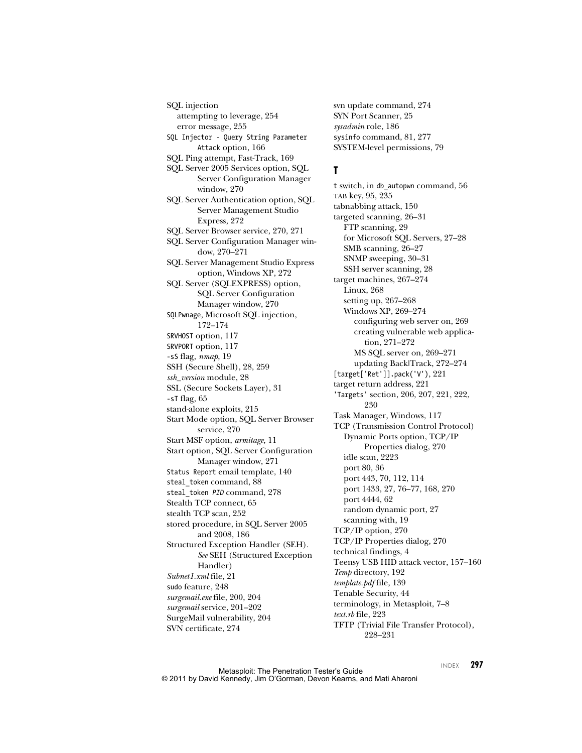SQL injection
  attempting to leverage, 254
  error message, 255
SQL Injector - Query String Parameter Attack option, 166
SQL Ping attempt, Fast-Track, 169
SQL Server 2005 Services option, SQL Server Configuration Manager window, 270
SQL Server Authentication option, SQL Server Management Studio Express, 272
SQL Server Browser service, 270, 271
SQL Server Configuration Manager window, 270–271
SQL Server Management Studio Express option, Windows XP, 272
SQL Server (SQLEXPRESS) option, SQL Server Configuration Manager window, 270
SQLPwnage, Microsoft SQL injection, 172–174
SRVHOST option, 117
SRVPORT option, 117
-sS flag, *nmap*, 19
SSH (Secure Shell), 28, 259
*ssh_version* module, 28
SSL (Secure Sockets Layer), 31
-sT flag, 65
stand-alone exploits, 215
Start Mode option, SQL Server Browser service, 270
Start MSF option, *armitage*, 11
Start option, SQL Server Configuration Manager window, 271
Status Report email template, 140
steal_token command, 88
steal_token *PID* command, 278
Stealth TCP connect, 65
stealth TCP scan, 252
stored procedure, in SQL Server 2005 and 2008, 186
Structured Exception Handler (SEH). *See* SEH (Structured Exception Handler)
*Subnet1.xml* file, 21
sudo feature, 248
*surgemail.exe* file, 200, 204
*surgemail* service, 201–202
SurgeMail vulnerability, 204
SVN certificate, 274
svn update command, 274
SYN Port Scanner, 25
*sysadmin* role, 186
sysinfo command, 81, 277
SYSTEM-level permissions, 79

## T

t switch, in db_autopwn command, 56
TAB key, 95, 235
tabnabbing attack, 150
targeted scanning, 26–31
  FTP scanning, 29
  for Microsoft SQL Servers, 27–28
  SMB scanning, 26–27
  SNMP sweeping, 30–31
  SSH server scanning, 28
target machines, 267–274
  Linux, 268
  setting up, 267–268
  Windows XP, 269–274
    configuring web server on, 269
    creating vulnerable web application, 271–272
    MS SQL server on, 269–271
    updating Back|Track, 272–274
[target['Ret']].pack('V'), 221
target return address, 221
'Targets' section, 206, 207, 221, 222, 230
Task Manager, Windows, 117
TCP (Transmission Control Protocol)
  Dynamic Ports option, TCP/IP Properties dialog, 270
  idle scan, 2223
  port 80, 36
  port 443, 70, 112, 114
  port 1433, 27, 76–77, 168, 270
  port 4444, 62
  random dynamic port, 27
  scanning with, 19
TCP/IP option, 270
TCP/IP Properties dialog, 270
technical findings, 4
Teensy USB HID attack vector, 157–160
*Temp* directory, 192
*template.pdf* file, 139
Tenable Security, 44
terminology, in Metasploit, 7–8
*text.rb* file, 223
TFTP (Trivial File Transfer Protocol), 228–231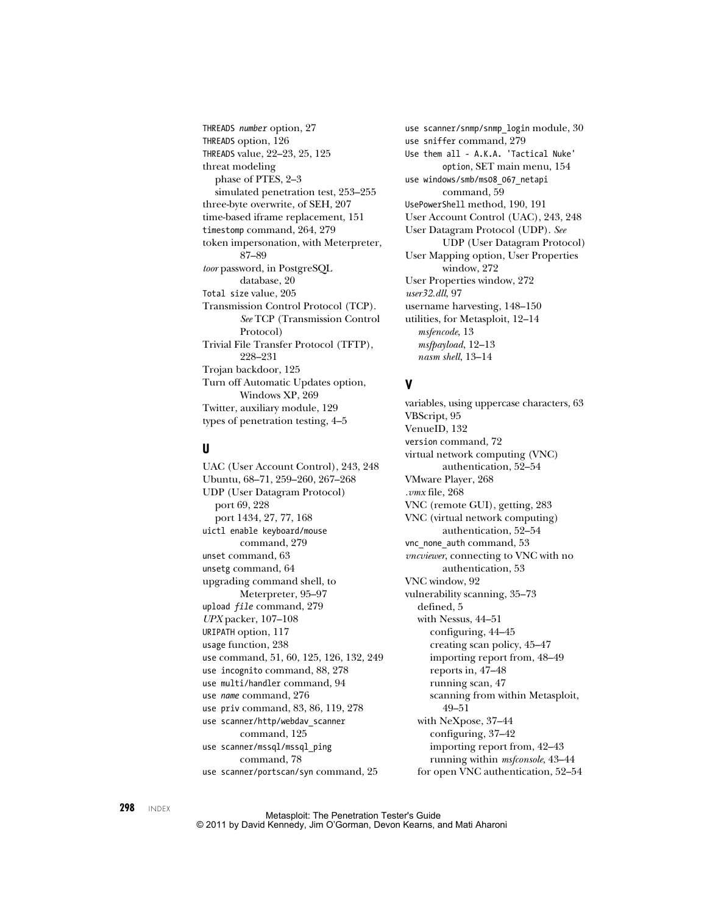THREADS *number* option, 27
THREADS option, 126
THREADS value, 22–23, 25, 125
threat modeling
- phase of PTES, 2–3
- simulated penetration test, 253–255

three-byte overwrite, of SEH, 207
time-based iframe replacement, 151
timestomp command, 264, 279
token impersonation, with Meterpreter, 87–89
*toor* password, in PostgreSQL database, 20
Total size value, 205
Transmission Control Protocol (TCP). *See* TCP (Transmission Control Protocol)
Trivial File Transfer Protocol (TFTP), 228–231
Trojan backdoor, 125
Turn off Automatic Updates option, Windows XP, 269
Twitter, auxiliary module, 129
types of penetration testing, 4–5

## U

UAC (User Account Control), 243, 248
Ubuntu, 68–71, 259–260, 267–268
UDP (User Datagram Protocol)
- port 69, 228
- port 1434, 27, 77, 168

uictl enable keyboard/mouse command, 279
unset command, 63
unsetg command, 64
upgrading command shell, to Meterpreter, 95–97
upload *file* command, 279
*UPX* packer, 107–108
URIPATH option, 117
usage function, 238
use command, 51, 60, 125, 126, 132, 249
use incognito command, 88, 278
use multi/handler command, 94
use *name* command, 276
use priv command, 83, 86, 119, 278
use scanner/http/webdav_scanner command, 125
use scanner/mssql/mssql_ping command, 78
use scanner/portscan/syn command, 25
use scanner/snmp/snmp_login module, 30
use sniffer command, 279
Use them all - A.K.A. 'Tactical Nuke' option, SET main menu, 154
use windows/smb/ms08_067_netapi command, 59
UsePowerShell method, 190, 191
User Account Control (UAC), 243, 248
User Datagram Protocol (UDP). *See* UDP (User Datagram Protocol)
User Mapping option, User Properties window, 272
User Properties window, 272
*user32.dll*, 97
username harvesting, 148–150
utilities, for Metasploit, 12–14
- *msfencode*, 13
- *msfpayload*, 12–13
- *nasm shell*, 13–14

## V

variables, using uppercase characters, 63
VBScript, 95
VenueID, 132
version command, 72
virtual network computing (VNC) authentication, 52–54
VMware Player, 268
*.vmx* file, 268
VNC (remote GUI), getting, 283
VNC (virtual network computing) authentication, 52–54
vnc_none_auth command, 53
*vncviewer*, connecting to VNC with no authentication, 53
VNC window, 92
vulnerability scanning, 35–73
- defined, 5
- with Nessus, 44–51
  - configuring, 44–45
  - creating scan policy, 45–47
  - importing report from, 48–49
  - reports in, 47–48
  - running scan, 47
  - scanning from within Metasploit, 49–51
- with NeXpose, 37–44
  - configuring, 37–42
  - importing report from, 42–43
  - running within *msfconsole*, 43–44
- for open VNC authentication, 52–54

Metasploit: The Penetration Tester's Guide
© 2011 by David Kennedy, Jim O'Gorman, Devon Kearns, and Mati Aharoni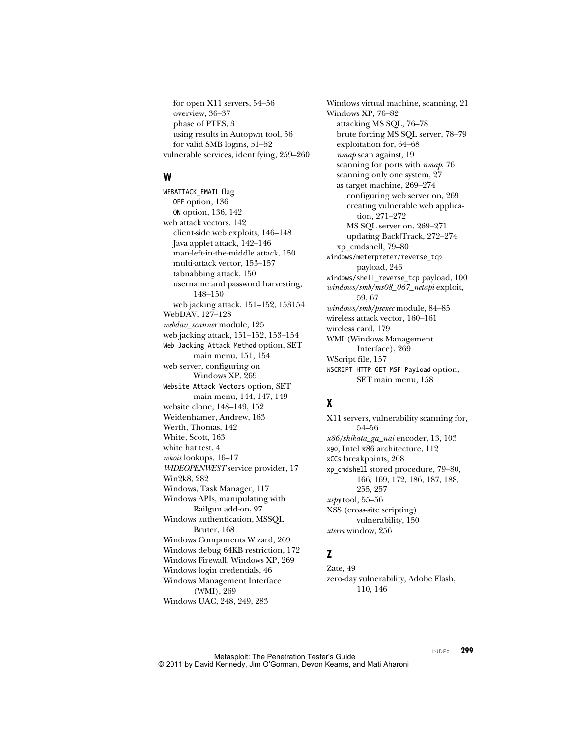for open X11 servers, 54–56
  overview, 36–37
  phase of PTES, 3
  using results in Autopwn tool, 56
  for valid SMB logins, 51–52
vulnerable services, identifying, 259–260

## W

WEBATTACK_EMAIL flag
  OFF option, 136
  ON option, 136, 142
web attack vectors, 142
  client-side web exploits, 146–148
  Java applet attack, 142–146
  man-left-in-the-middle attack, 150
  multi-attack vector, 153–157
  tabnabbing attack, 150
  username and password harvesting, 148–150
  web jacking attack, 151–152, 153154
WebDAV, 127–128
*webdav_scanner* module, 125
web jacking attack, 151–152, 153–154
Web Jacking Attack Method option, SET main menu, 151, 154
web server, configuring on Windows XP, 269
Website Attack Vectors option, SET main menu, 144, 147, 149
website clone, 148–149, 152
Weidenhamer, Andrew, 163
Werth, Thomas, 142
White, Scott, 163
white hat test, 4
*whois* lookups, 16–17
*WIDEOPENWEST* service provider, 17
Win2k8, 282
Windows, Task Manager, 117
Windows APIs, manipulating with Railgun add-on, 97
Windows authentication, MSSQL Bruter, 168
Windows Components Wizard, 269
Windows debug 64KB restriction, 172
Windows Firewall, Windows XP, 269
Windows login credentials, 46
Windows Management Interface (WMI), 269
Windows UAC, 248, 249, 283
Windows virtual machine, scanning, 21
Windows XP, 76–82
  attacking MS SQL, 76–78
  brute forcing MS SQL server, 78–79
  exploitation for, 64–68
  *nmap* scan against, 19
  scanning for ports with *nmap*, 76
  scanning only one system, 27
  as target machine, 269–274
    configuring web server on, 269
    creating vulnerable web application, 271–272
    MS SQL server on, 269–271
    updating Back|Track, 272–274
  xp_cmdshell, 79–80
windows/meterpreter/reverse_tcp payload, 246
windows/shell_reverse_tcp payload, 100
*windows/smb/ms08_067_netapi* exploit, 59, 67
*windows/smb/psexec* module, 84–85
wireless attack vector, 160–161
wireless card, 179
WMI (Windows Management Interface), 269
WScript file, 157
WSCRIPT HTTP GET MSF Payload option, SET main menu, 158

## X

X11 servers, vulnerability scanning for, 54–56
*x86/shikata_ga_nai* encoder, 13, 103
x90, Intel x86 architecture, 112
xCCs breakpoints, 208
xp_cmdshell stored procedure, 79–80, 166, 169, 172, 186, 187, 188, 255, 257
*xspy* tool, 55–56
XSS (cross-site scripting) vulnerability, 150
*xterm* window, 256

## Z

Zate, 49
zero-day vulnerability, Adobe Flash, 110, 146